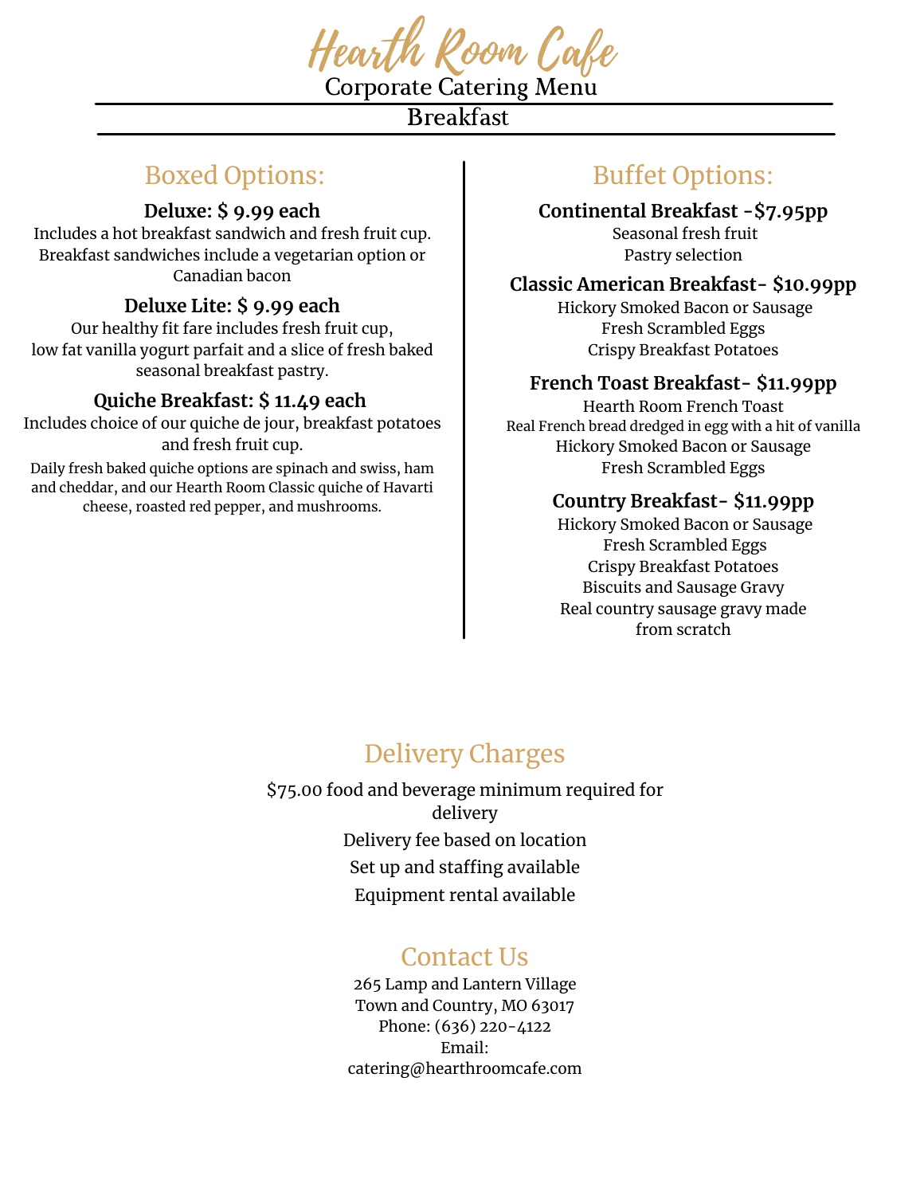# Hearth Room Cafe

Corporate Catering Menu

## Breakfast

### Boxed Options:

**Deluxe: $ 9.99 each**

Includes a hot breakfast sandwich and fresh fruit cup. Breakfast sandwiches include a vegetarian option or Canadian bacon

**Deluxe Lite: $ 9.99 each**

Our healthy fit fare includes fresh fruit cup, low fat vanilla yogurt parfait and a slice of fresh baked seasonal breakfast pastry.

**Quiche Breakfast: $ 11.49 each**

Includes choice of our quiche de jour, breakfast potatoes and fresh fruit cup.

Daily fresh baked quiche options are spinach and swiss, ham and cheddar, and our Hearth Room Classic quiche of Havarti cheese, roasted red pepper, and mushrooms.

### Buffet Options:

**Continental Breakfast -$7.95pp**

Seasonal fresh fruit
Pastry selection

**Classic American Breakfast- $10.99pp**

Hickory Smoked Bacon or Sausage
Fresh Scrambled Eggs
Crispy Breakfast Potatoes

**French Toast Breakfast- $11.99pp**

Hearth Room French Toast
Real French bread dredged in egg with a hit of vanilla
Hickory Smoked Bacon or Sausage
Fresh Scrambled Eggs

**Country Breakfast- $11.99pp**

Hickory Smoked Bacon or Sausage
Fresh Scrambled Eggs
Crispy Breakfast Potatoes
Biscuits and Sausage Gravy
Real country sausage gravy made from scratch

### Delivery Charges

$75.00 food and beverage minimum required for delivery

Delivery fee based on location

Set up and staffing available

Equipment rental available

### Contact Us

265 Lamp and Lantern Village
Town and Country, MO 63017
Phone: (636) 220-4122
Email:
catering@hearthroomcafe.com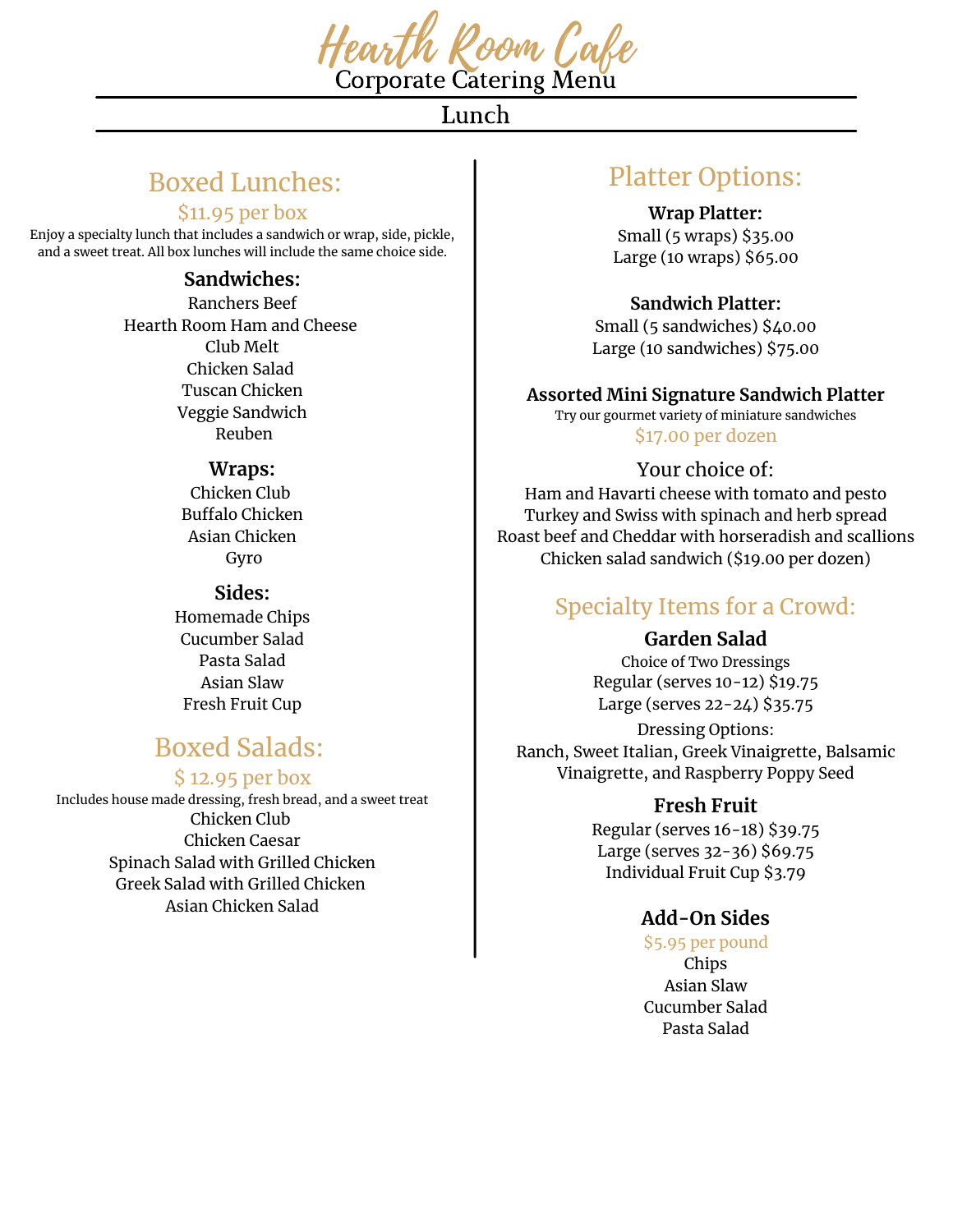# Hearth Room Cafe

## Corporate Catering Menu

## Lunch

### Boxed Lunches:

$11.95 per box

Enjoy a specialty lunch that includes a sandwich or wrap, side, pickle, and a sweet treat. All box lunches will include the same choice side.

**Sandwiches:**

Ranchers Beef
Hearth Room Ham and Cheese
Club Melt
Chicken Salad
Tuscan Chicken
Veggie Sandwich
Reuben

**Wraps:**

Chicken Club
Buffalo Chicken
Asian Chicken
Gyro

**Sides:**

Homemade Chips
Cucumber Salad
Pasta Salad
Asian Slaw
Fresh Fruit Cup

### Boxed Salads:

$ 12.95 per box

Includes house made dressing, fresh bread, and a sweet treat

Chicken Club
Chicken Caesar
Spinach Salad with Grilled Chicken
Greek Salad with Grilled Chicken
Asian Chicken Salad

### Platter Options:

**Wrap Platter:**

Small (5 wraps) $35.00
Large (10 wraps) $65.00

**Sandwich Platter:**

Small (5 sandwiches) $40.00
Large (10 sandwiches) $75.00

**Assorted Mini Signature Sandwich Platter**

Try our gourmet variety of miniature sandwiches

$17.00 per dozen

Your choice of:

Ham and Havarti cheese with tomato and pesto
Turkey and Swiss with spinach and herb spread
Roast beef and Cheddar with horseradish and scallions
Chicken salad sandwich ($19.00 per dozen)

### Specialty Items for a Crowd:

**Garden Salad**

Choice of Two Dressings

Regular (serves 10-12) $19.75
Large (serves 22-24) $35.75

Dressing Options:
Ranch, Sweet Italian, Greek Vinaigrette, Balsamic Vinaigrette, and Raspberry Poppy Seed

**Fresh Fruit**

Regular (serves 16-18) $39.75
Large (serves 32-36) $69.75
Individual Fruit Cup $3.79

**Add-On Sides**

$5.95 per pound

Chips
Asian Slaw
Cucumber Salad
Pasta Salad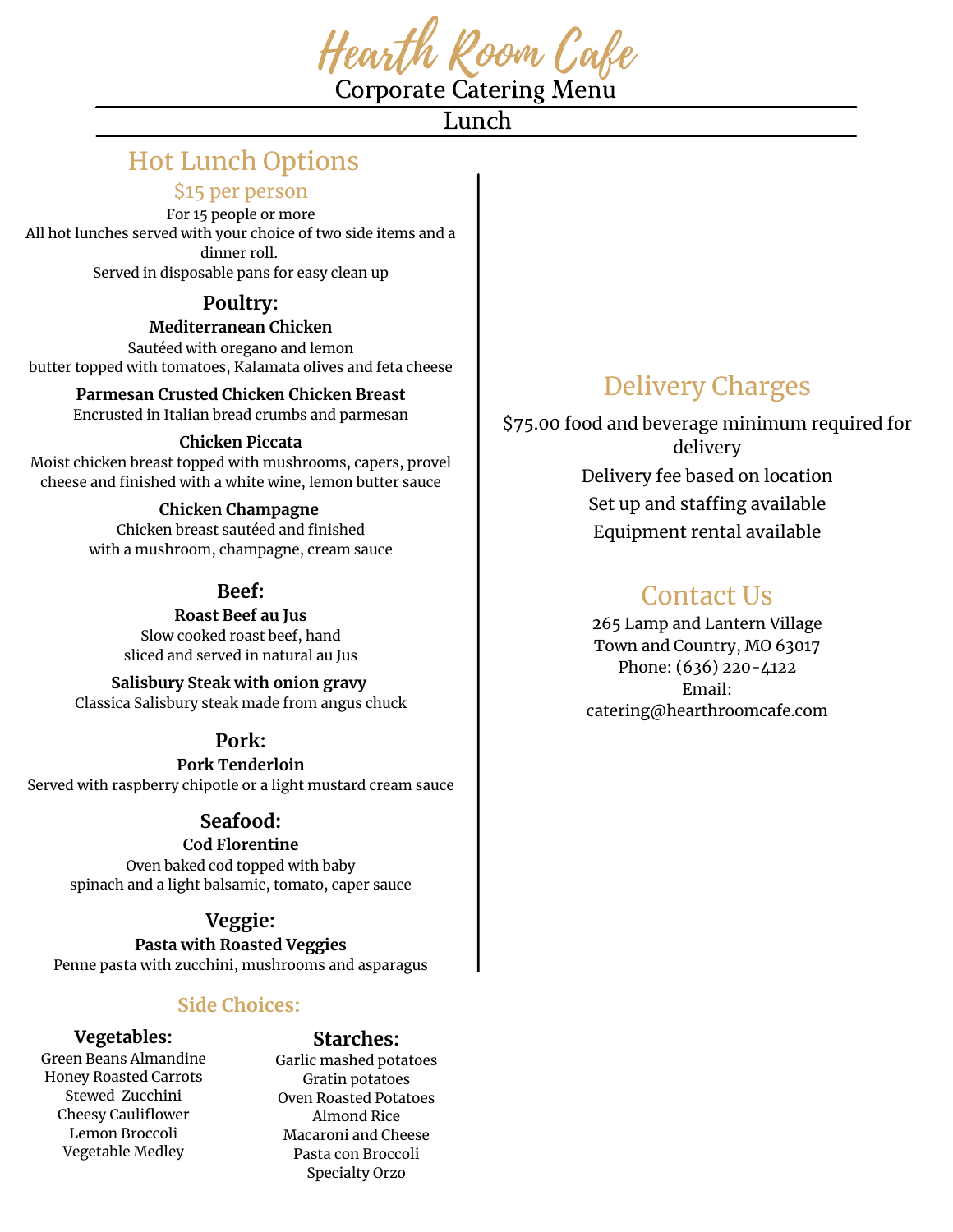# Hearth Room Cafe

Corporate Catering Menu

Lunch

## Hot Lunch Options

$15 per person

For 15 people or more
All hot lunches served with your choice of two side items and a dinner roll.
Served in disposable pans for easy clean up

### Poultry:

**Mediterranean Chicken**
Sautéed with oregano and lemon butter topped with tomatoes, Kalamata olives and feta cheese

**Parmesan Crusted Chicken Chicken Breast**
Encrusted in Italian bread crumbs and parmesan

**Chicken Piccata**
Moist chicken breast topped with mushrooms, capers, provel cheese and finished with a white wine, lemon butter sauce

**Chicken Champagne**
Chicken breast sautéed and finished with a mushroom, champagne, cream sauce

### Beef:

**Roast Beef au Jus**
Slow cooked roast beef, hand sliced and served in natural au Jus

**Salisbury Steak with onion gravy**
Classica Salisbury steak made from angus chuck

### Pork:

**Pork Tenderloin**
Served with raspberry chipotle or a light mustard cream sauce

### Seafood:

**Cod Florentine**
Oven baked cod topped with baby spinach and a light balsamic, tomato, caper sauce

### Veggie:

**Pasta with Roasted Veggies**
Penne pasta with zucchini, mushrooms and asparagus

## Side Choices:

### Vegetables:

Green Beans Almandine
Honey Roasted Carrots
Stewed Zucchini
Cheesy Cauliflower
Lemon Broccoli
Vegetable Medley

### Starches:

Garlic mashed potatoes
Gratin potatoes
Oven Roasted Potatoes
Almond Rice
Macaroni and Cheese
Pasta con Broccoli
Specialty Orzo

## Delivery Charges

$75.00 food and beverage minimum required for delivery
Delivery fee based on location
Set up and staffing available
Equipment rental available

## Contact Us

265 Lamp and Lantern Village
Town and Country, MO 63017
Phone: (636) 220-4122
Email:
catering@hearthroomcafe.com